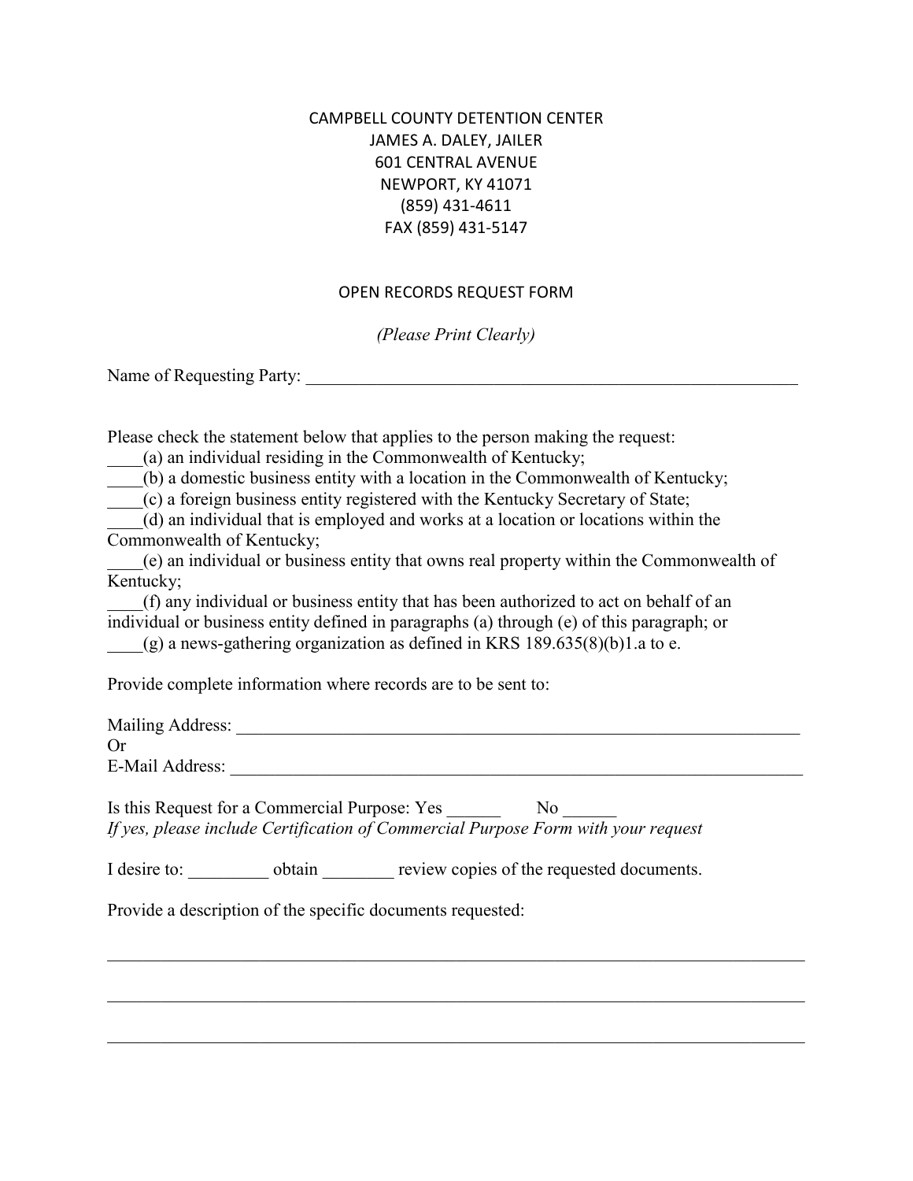CAMPBELL COUNTY DETENTION CENTER
JAMES A. DALEY, JAILER
601 CENTRAL AVENUE
NEWPORT, KY 41071
(859) 431-4611
FAX (859) 431-5147

OPEN RECORDS REQUEST FORM

*(Please Print Clearly)*

Name of Requesting Party: ____________________________________________________________

Please check the statement below that applies to the person making the request:

____(a) an individual residing in the Commonwealth of Kentucky;
____(b) a domestic business entity with a location in the Commonwealth of Kentucky;
____(c) a foreign business entity registered with the Kentucky Secretary of State;
____(d) an individual that is employed and works at a location or locations within the Commonwealth of Kentucky;
____(e) an individual or business entity that owns real property within the Commonwealth of Kentucky;
____(f) any individual or business entity that has been authorized to act on behalf of an individual or business entity defined in paragraphs (a) through (e) of this paragraph; or
____(g) a news-gathering organization as defined in KRS 189.635(8)(b)1.a to e.

Provide complete information where records are to be sent to:

Mailing Address: ____________________________________________________________________
Or
E-Mail Address: _____________________________________________________________________

Is this Request for a Commercial Purpose: Yes ______ No ______
*If yes, please include Certification of Commercial Purpose Form with your request*

I desire to: _________ obtain ________ review copies of the requested documents.

Provide a description of the specific documents requested:

______________________________________________________________________________

______________________________________________________________________________

______________________________________________________________________________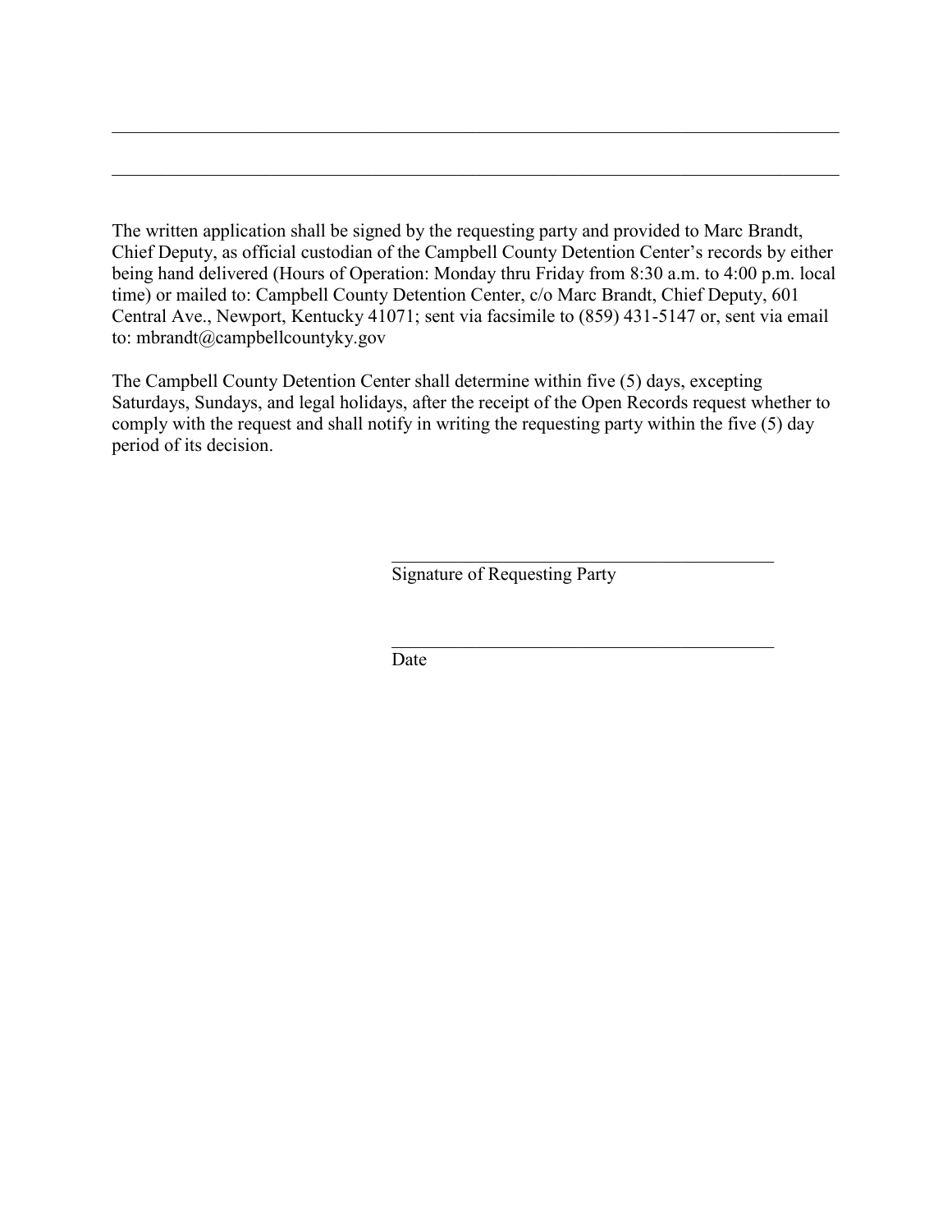\_\_\_\_\_\_\_\_\_\_\_\_\_\_\_\_\_\_\_\_\_\_\_\_\_\_\_\_\_\_\_\_\_\_\_\_\_\_\_\_\_\_\_\_\_\_\_\_\_\_\_\_\_\_\_\_\_\_\_\_\_\_\_\_\_\_\_\_\_\_\_\_\_\_\_\_\_\_

\_\_\_\_\_\_\_\_\_\_\_\_\_\_\_\_\_\_\_\_\_\_\_\_\_\_\_\_\_\_\_\_\_\_\_\_\_\_\_\_\_\_\_\_\_\_\_\_\_\_\_\_\_\_\_\_\_\_\_\_\_\_\_\_\_\_\_\_\_\_\_\_\_\_\_\_\_\_

The written application shall be signed by the requesting party and provided to Marc Brandt, Chief Deputy, as official custodian of the Campbell County Detention Center's records by either being hand delivered (Hours of Operation: Monday thru Friday from 8:30 a.m. to 4:00 p.m. local time) or mailed to: Campbell County Detention Center, c/o Marc Brandt, Chief Deputy, 601 Central Ave., Newport, Kentucky 41071; sent via facsimile to (859) 431-5147 or, sent via email to: mbrandt@campbellcountyky.gov

The Campbell County Detention Center shall determine within five (5) days, excepting Saturdays, Sundays, and legal holidays, after the receipt of the Open Records request whether to comply with the request and shall notify in writing the requesting party within the five (5) day period of its decision.

\_\_\_\_\_\_\_\_\_\_\_\_\_\_\_\_\_\_\_\_\_\_\_\_\_\_\_\_\_\_\_\_\_\_\_\_\_\_\_\_\_

Signature of Requesting Party

\_\_\_\_\_\_\_\_\_\_\_\_\_\_\_\_\_\_\_\_\_\_\_\_\_\_\_\_\_\_\_\_\_\_\_\_\_\_\_\_\_

Date